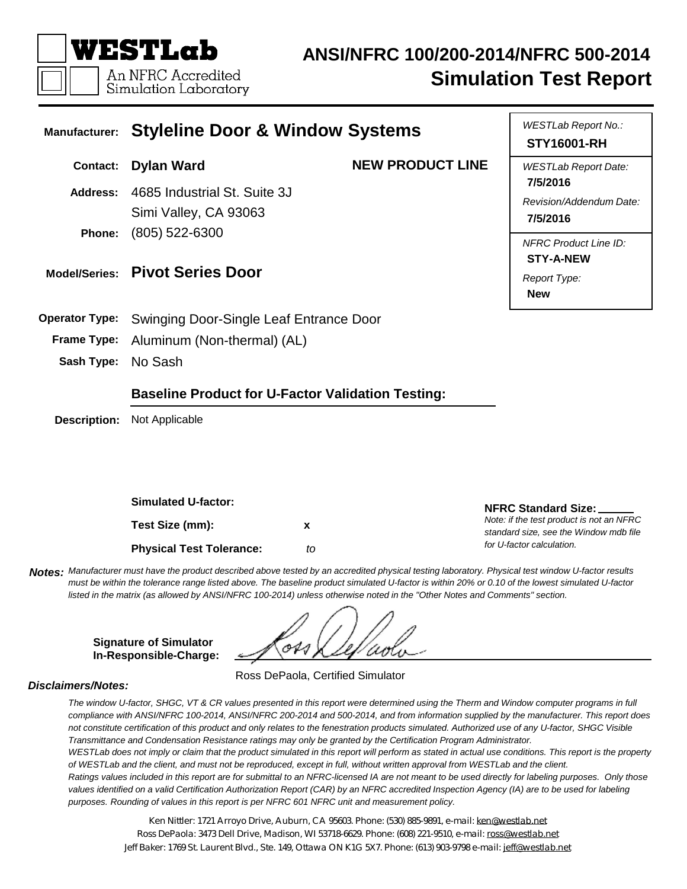# WESTLab

An NFRC Accredited Simulation Laboratory

## ANSI/NFRC 100/200-2014/NFRC 500-2014 Simulation Test Report

**Manufacturer:** **Styleline Door & Window Systems**

**Contact:** **Dylan Ward** — **NEW PRODUCT LINE**

**Address:** 4685 Industrial St. Suite 3J
Simi Valley, CA 93063

**Phone:** (805) 522-6300

**Model/Series:** **Pivot Series Door**

| | |
|---|---|
| *WESTLab Report No.:* | **STY16001-RH** |
| *WESTLab Report Date:* | **7/5/2016** |
| *Revision/Addendum Date:* | **7/5/2016** |
| *NFRC Product Line ID:* | **STY-A-NEW** |
| *Report Type:* | **New** |

**Operator Type:** Swinging Door-Single Leaf Entrance Door

**Frame Type:** Aluminum (Non-thermal) (AL)

**Sash Type:** No Sash

### Baseline Product for U-Factor Validation Testing:

**Description:** Not Applicable

**Simulated U-factor:**

**Test Size (mm):** x

**Physical Test Tolerance:** to

**NFRC Standard Size:** ______

*Note: if the test product is not an NFRC standard size, see the Window mdb file for U-factor calculation.*

***Notes:*** *Manufacturer must have the product described above tested by an accredited physical testing laboratory. Physical test window U-factor results must be within the tolerance range listed above. The baseline product simulated U-factor is within 20% or 0.10 of the lowest simulated U-factor listed in the matrix (as allowed by ANSI/NFRC 100-2014) unless otherwise noted in the "Other Notes and Comments" section.*

**Signature of Simulator In-Responsible-Charge:**

Ross DePaola, Certified Simulator

***Disclaimers/Notes:***

*The window U-factor, SHGC, VT & CR values presented in this report were determined using the Therm and Window computer programs in full compliance with ANSI/NFRC 100-2014, ANSI/NFRC 200-2014 and 500-2014, and from information supplied by the manufacturer. This report does not constitute certification of this product and only relates to the fenestration products simulated. Authorized use of any U-factor, SHGC Visible Transmittance and Condensation Resistance ratings may only be granted by the Certification Program Administrator.*

*WESTLab does not imply or claim that the product simulated in this report will perform as stated in actual use conditions. This report is the property of WESTLab and the client, and must not be reproduced, except in full, without written approval from WESTLab and the client.*

*Ratings values included in this report are for submittal to an NFRC-licensed IA are not meant to be used directly for labeling purposes. Only those values identified on a valid Certification Authorization Report (CAR) by an NFRC accredited Inspection Agency (IA) are to be used for labeling purposes. Rounding of values in this report is per NFRC 601 NFRC unit and measurement policy.*

Ken Nittler: 1721 Arroyo Drive, Auburn, CA 95603. Phone: (530) 885-9891, e-mail: ken@westlab.net
Ross DePaola: 3473 Dell Drive, Madison, WI 53718-6629. Phone: (608) 221-9510, e-mail: ross@westlab.net
Jeff Baker: 1769 St. Laurent Blvd., Ste. 149, Ottawa ON K1G 5X7. Phone: (613) 903-9798 e-mail: jeff@westlab.net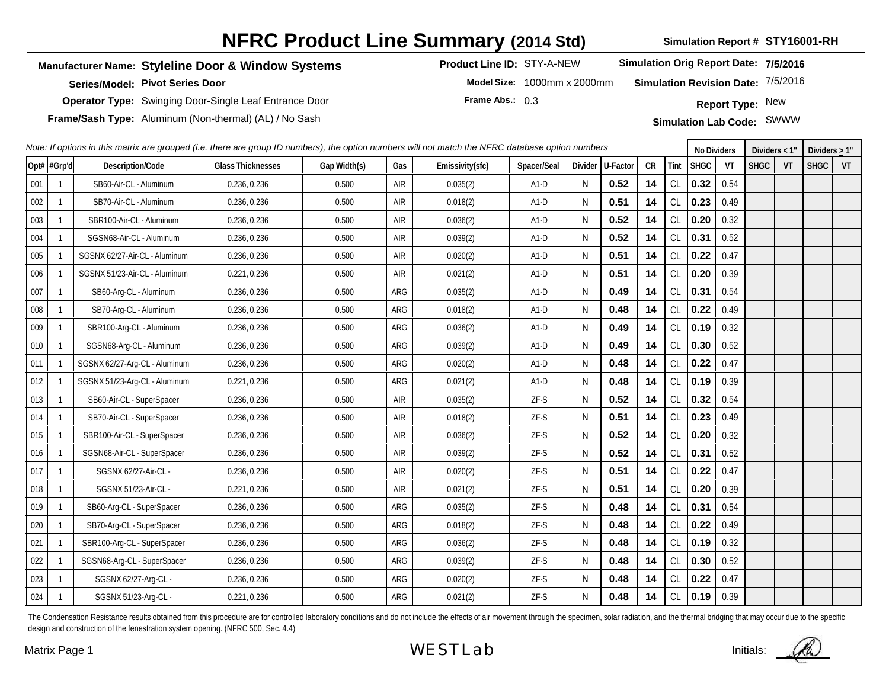# NFRC Product Line Summary (2014 Std)

**Simulation Report #** **STY16001-RH**

**Manufacturer Name:** **Styleline Door & Window Systems**

**Series/Model:** **Pivot Series Door**

**Operator Type:** Swinging Door-Single Leaf Entrance Door

**Frame/Sash Type:** Aluminum (Non-thermal) (AL) / No Sash

**Product Line ID:** STY-A-NEW

**Model Size:** 1000mm x 2000mm

**Frame Abs.:** 0.3

**Simulation Orig Report Date:** **7/5/2016**

**Simulation Revision Date:** 7/5/2016

**Report Type:** New

**Simulation Lab Code:** SWWW

*Note: If options in this matrix are grouped (i.e. there are group ID numbers), the option numbers will not match the NFRC database option numbers*

| Opt# | #Grp'd | Description/Code | Glass Thicknesses | Gap Width(s) | Gas | Emissivity(sfc) | Spacer/Seal | Divider | U-Factor | CR | Tint | No Dividers | | Dividers < 1" | | Dividers ≥ 1" | |
|---|---|---|---|---|---|---|---|---|---|---|---|---|---|---|---|---|---|
| | | | | | | | | | | | | SHGC | VT | SHGC | VT | SHGC | VT |
| 001 | 1 | SB60-Air-CL - Aluminum | 0.236, 0.236 | 0.500 | AIR | 0.035(2) | A1-D | N | **0.52** | **14** | CL | **0.32** | 0.54 | | | | |
| 002 | 1 | SB70-Air-CL - Aluminum | 0.236, 0.236 | 0.500 | AIR | 0.018(2) | A1-D | N | **0.51** | **14** | CL | **0.23** | 0.49 | | | | |
| 003 | 1 | SBR100-Air-CL - Aluminum | 0.236, 0.236 | 0.500 | AIR | 0.036(2) | A1-D | N | **0.52** | **14** | CL | **0.20** | 0.32 | | | | |
| 004 | 1 | SGSN68-Air-CL - Aluminum | 0.236, 0.236 | 0.500 | AIR | 0.039(2) | A1-D | N | **0.52** | **14** | CL | **0.31** | 0.52 | | | | |
| 005 | 1 | SGSNX 62/27-Air-CL - Aluminum | 0.236, 0.236 | 0.500 | AIR | 0.020(2) | A1-D | N | **0.51** | **14** | CL | **0.22** | 0.47 | | | | |
| 006 | 1 | SGSNX 51/23-Air-CL - Aluminum | 0.221, 0.236 | 0.500 | AIR | 0.021(2) | A1-D | N | **0.51** | **14** | CL | **0.20** | 0.39 | | | | |
| 007 | 1 | SB60-Arg-CL - Aluminum | 0.236, 0.236 | 0.500 | ARG | 0.035(2) | A1-D | N | **0.49** | **14** | CL | **0.31** | 0.54 | | | | |
| 008 | 1 | SB70-Arg-CL - Aluminum | 0.236, 0.236 | 0.500 | ARG | 0.018(2) | A1-D | N | **0.48** | **14** | CL | **0.22** | 0.49 | | | | |
| 009 | 1 | SBR100-Arg-CL - Aluminum | 0.236, 0.236 | 0.500 | ARG | 0.036(2) | A1-D | N | **0.49** | **14** | CL | **0.19** | 0.32 | | | | |
| 010 | 1 | SGSN68-Arg-CL - Aluminum | 0.236, 0.236 | 0.500 | ARG | 0.039(2) | A1-D | N | **0.49** | **14** | CL | **0.30** | 0.52 | | | | |
| 011 | 1 | SGSNX 62/27-Arg-CL - Aluminum | 0.236, 0.236 | 0.500 | ARG | 0.020(2) | A1-D | N | **0.48** | **14** | CL | **0.22** | 0.47 | | | | |
| 012 | 1 | SGSNX 51/23-Arg-CL - Aluminum | 0.221, 0.236 | 0.500 | ARG | 0.021(2) | A1-D | N | **0.48** | **14** | CL | **0.19** | 0.39 | | | | |
| 013 | 1 | SB60-Air-CL - SuperSpacer | 0.236, 0.236 | 0.500 | AIR | 0.035(2) | ZF-S | N | **0.52** | **14** | CL | **0.32** | 0.54 | | | | |
| 014 | 1 | SB70-Air-CL - SuperSpacer | 0.236, 0.236 | 0.500 | AIR | 0.018(2) | ZF-S | N | **0.51** | **14** | CL | **0.23** | 0.49 | | | | |
| 015 | 1 | SBR100-Air-CL - SuperSpacer | 0.236, 0.236 | 0.500 | AIR | 0.036(2) | ZF-S | N | **0.52** | **14** | CL | **0.20** | 0.32 | | | | |
| 016 | 1 | SGSN68-Air-CL - SuperSpacer | 0.236, 0.236 | 0.500 | AIR | 0.039(2) | ZF-S | N | **0.52** | **14** | CL | **0.31** | 0.52 | | | | |
| 017 | 1 | SGSNX 62/27-Air-CL - | 0.236, 0.236 | 0.500 | AIR | 0.020(2) | ZF-S | N | **0.51** | **14** | CL | **0.22** | 0.47 | | | | |
| 018 | 1 | SGSNX 51/23-Air-CL - | 0.221, 0.236 | 0.500 | AIR | 0.021(2) | ZF-S | N | **0.51** | **14** | CL | **0.20** | 0.39 | | | | |
| 019 | 1 | SB60-Arg-CL - SuperSpacer | 0.236, 0.236 | 0.500 | ARG | 0.035(2) | ZF-S | N | **0.48** | **14** | CL | **0.31** | 0.54 | | | | |
| 020 | 1 | SB70-Arg-CL - SuperSpacer | 0.236, 0.236 | 0.500 | ARG | 0.018(2) | ZF-S | N | **0.48** | **14** | CL | **0.22** | 0.49 | | | | |
| 021 | 1 | SBR100-Arg-CL - SuperSpacer | 0.236, 0.236 | 0.500 | ARG | 0.036(2) | ZF-S | N | **0.48** | **14** | CL | **0.19** | 0.32 | | | | |
| 022 | 1 | SGSN68-Arg-CL - SuperSpacer | 0.236, 0.236 | 0.500 | ARG | 0.039(2) | ZF-S | N | **0.48** | **14** | CL | **0.30** | 0.52 | | | | |
| 023 | 1 | SGSNX 62/27-Arg-CL - | 0.236, 0.236 | 0.500 | ARG | 0.020(2) | ZF-S | N | **0.48** | **14** | CL | **0.22** | 0.47 | | | | |
| 024 | 1 | SGSNX 51/23-Arg-CL - | 0.221, 0.236 | 0.500 | ARG | 0.021(2) | ZF-S | N | **0.48** | **14** | CL | **0.19** | 0.39 | | | | |

The Condensation Resistance results obtained from this procedure are for controlled laboratory conditions and do not include the effects of air movement through the specimen, solar radiation, and the thermal bridging that may occur due to the specific design and construction of the fenestration system opening. (NFRC 500, Sec. 4.4)

Matrix Page 1

WESTLab

Initials: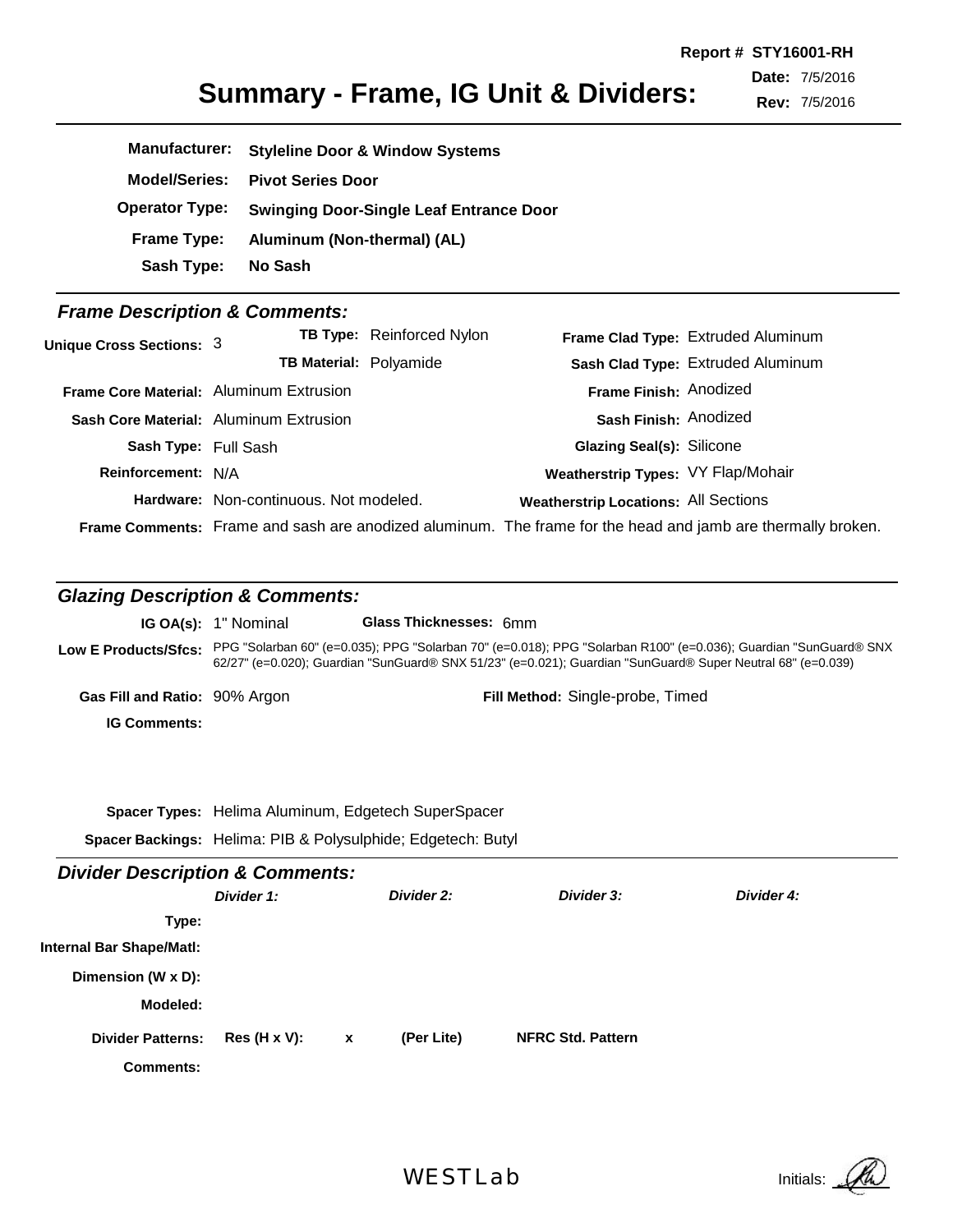Report # STY16001-RH
Date: 7/5/2016
Rev: 7/5/2016

# Summary - Frame, IG Unit & Dividers:

**Manufacturer:** Styleline Door & Window Systems
**Model/Series:** Pivot Series Door
**Operator Type:** Swinging Door-Single Leaf Entrance Door
**Frame Type:** Aluminum (Non-thermal) (AL)
**Sash Type:** No Sash

## *Frame Description & Comments:*

| | | | | | |
|---|---|---|---|---|---|
| **Unique Cross Sections:** | 3 | **TB Type:** | Reinforced Nylon | **Frame Clad Type:** | Extruded Aluminum |
| | | **TB Material:** | Polyamide | **Sash Clad Type:** | Extruded Aluminum |
| **Frame Core Material:** | Aluminum Extrusion | | | **Frame Finish:** | Anodized |
| **Sash Core Material:** | Aluminum Extrusion | | | **Sash Finish:** | Anodized |
| **Sash Type:** | Full Sash | | | **Glazing Seal(s):** | Silicone |
| **Reinforcement:** | N/A | | | **Weatherstrip Types:** | VY Flap/Mohair |
| | | **Hardware:** | Non-continuous. Not modeled. | **Weatherstrip Locations:** | All Sections |

**Frame Comments:** Frame and sash are anodized aluminum. The frame for the head and jamb are thermally broken.

## *Glazing Description & Comments:*

**IG OA(s):** 1" Nominal **Glass Thicknesses:** 6mm

**Low E Products/Sfcs:** PPG "Solarban 60" (e=0.035); PPG "Solarban 70" (e=0.018); PPG "Solarban R100" (e=0.036); Guardian "SunGuard® SNX 62/27" (e=0.020); Guardian "SunGuard® SNX 51/23" (e=0.021); Guardian "SunGuard® Super Neutral 68" (e=0.039)

**Gas Fill and Ratio:** 90% Argon **Fill Method:** Single-probe, Timed

**IG Comments:**

**Spacer Types:** Helima Aluminum, Edgetech SuperSpacer

**Spacer Backings:** Helima: PIB & Polysulphide; Edgetech: Butyl

## *Divider Description & Comments:*

| | *Divider 1:* | *Divider 2:* | *Divider 3:* | *Divider 4:* |
|---|---|---|---|---|
| **Type:** | | | | |
| **Internal Bar Shape/Matl:** | | | | |
| **Dimension (W x D):** | | | | |
| **Modeled:** | | | | |

**Divider Patterns:** **Res (H x V):** **x** **(Per Lite)** **NFRC Std. Pattern**

**Comments:**

WESTLab

Initials: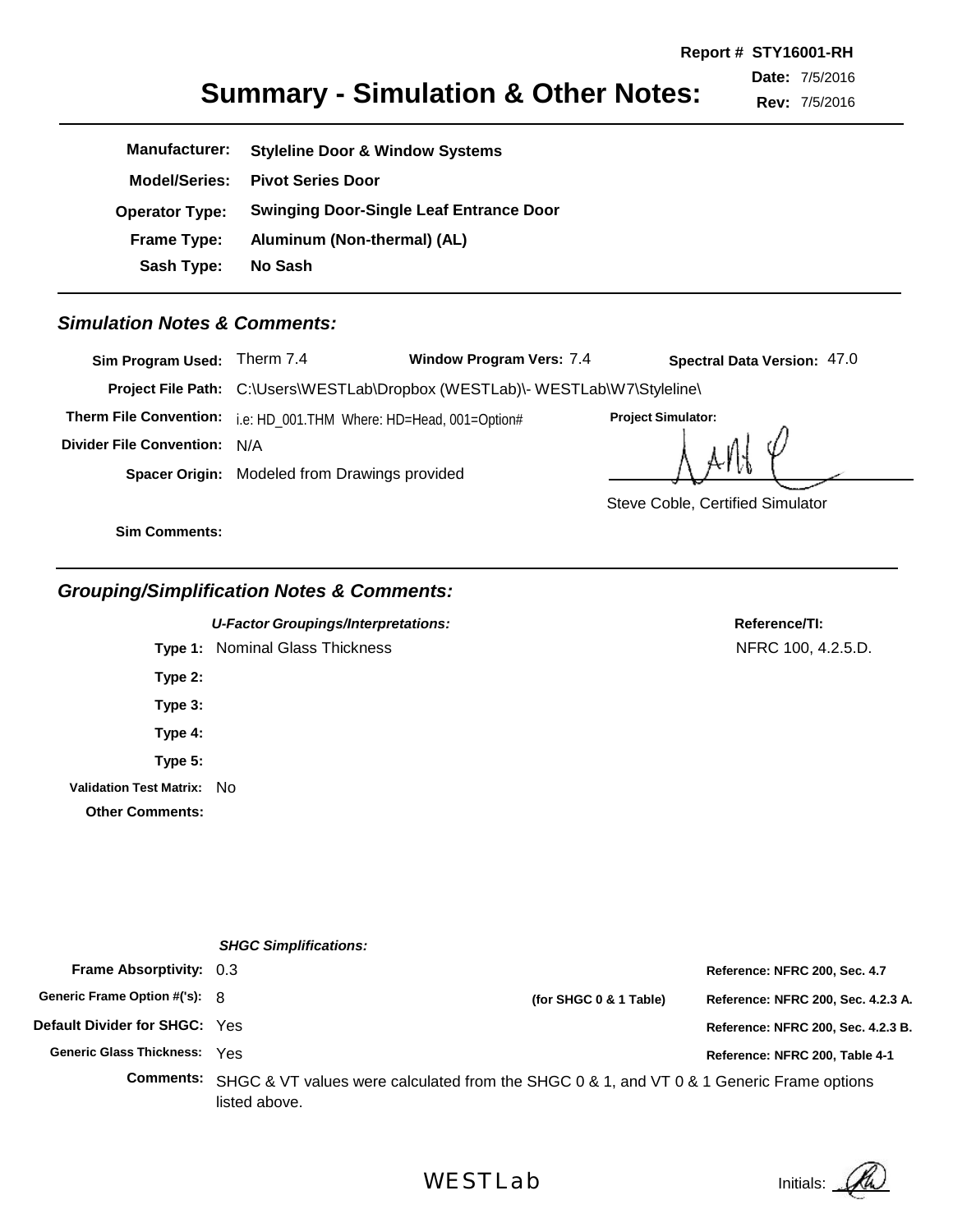**Report # STY16001-RH**

**Date:** 7/5/2016

**Rev:** 7/5/2016

# Summary - Simulation & Other Notes:

| | |
|---|---|
| **Manufacturer:** | **Styleline Door & Window Systems** |
| **Model/Series:** | **Pivot Series Door** |
| **Operator Type:** | **Swinging Door-Single Leaf Entrance Door** |
| **Frame Type:** | **Aluminum (Non-thermal) (AL)** |
| **Sash Type:** | **No Sash** |

## *Simulation Notes & Comments:*

**Sim Program Used:** Therm 7.4 **Window Program Vers:** 7.4 **Spectral Data Version:** 47.0

**Project File Path:** C:\Users\WESTLab\Dropbox (WESTLab)\- WESTLab\W7\Styleline\

**Therm File Convention:** i.e: HD_001.THM Where: HD=Head, 001=Option#

**Divider File Convention:** N/A

**Spacer Origin:** Modeled from Drawings provided

**Project Simulator:**

Steve Coble, Certified Simulator

**Sim Comments:**

## *Grouping/Simplification Notes & Comments:*

| ***U-Factor Groupings/Interpretations:*** | | **Reference/TI:** |
|---|---|---|
| **Type 1:** | Nominal Glass Thickness | NFRC 100, 4.2.5.D. |
| **Type 2:** | | |
| **Type 3:** | | |
| **Type 4:** | | |
| **Type 5:** | | |

**Validation Test Matrix:** No

**Other Comments:**

***SHGC Simplifications:***

| | | | |
|---|---|---|---|
| **Frame Absorptivity:** | 0.3 | | **Reference: NFRC 200, Sec. 4.7** |
| **Generic Frame Option #('s):** | 8 | **(for SHGC 0 & 1 Table)** | **Reference: NFRC 200, Sec. 4.2.3 A.** |
| **Default Divider for SHGC:** | Yes | | **Reference: NFRC 200, Sec. 4.2.3 B.** |
| **Generic Glass Thickness:** | Yes | | **Reference: NFRC 200, Table 4-1** |

**Comments:** SHGC & VT values were calculated from the SHGC 0 & 1, and VT 0 & 1 Generic Frame options listed above.

WESTLab

Initials: